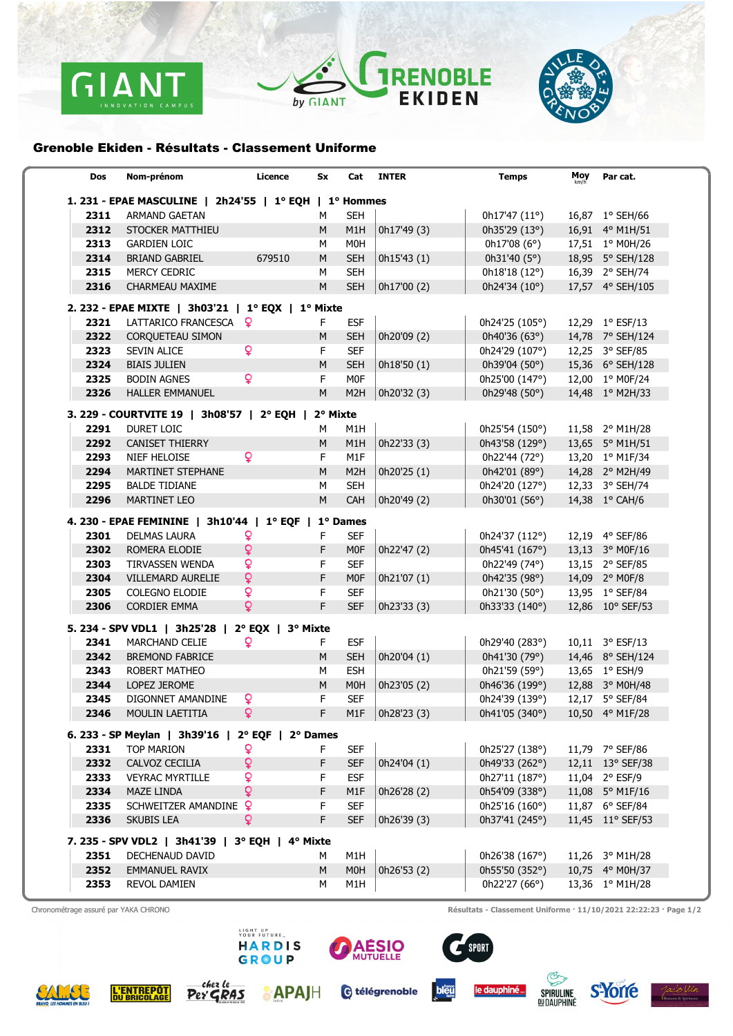## Grenoble Ekiden - Résultats - Classement Uniforme

| Dos | Nom-prénom | Licence | Sx | Cat | INTER | Temps | Moy km/h | Par cat. |
|---|---|---|---|---|---|---|---|---|
| **1. 231 - EPAE MASCULINE \| 2h24'55 \| 1° EQH \| 1° Hommes** | | | | | | | | |
| **2311** | ARMAND GAETAN | | M | SEH | | 0h17'47 (11°) | 16,87 | 1° SEH/66 |
| **2312** | STOCKER MATTHIEU | | M | M1H | 0h17'49 (3) | 0h35'29 (13°) | 16,91 | 4° M1H/51 |
| **2313** | GARDIEN LOIC | | M | M0H | | 0h17'08 (6°) | 17,51 | 1° M0H/26 |
| **2314** | BRIAND GABRIEL | 679510 | M | SEH | 0h15'43 (1) | 0h31'40 (5°) | 18,95 | 5° SEH/128 |
| **2315** | MERCY CEDRIC | | M | SEH | | 0h18'18 (12°) | 16,39 | 2° SEH/74 |
| **2316** | CHARMEAU MAXIME | | M | SEH | 0h17'00 (2) | 0h24'34 (10°) | 17,57 | 4° SEH/105 |
| **2. 232 - EPAE MIXTE \| 3h03'21 \| 1° EQX \| 1° Mixte** | | | | | | | | |
| **2321** | LATTARICO FRANCESCA ♀ | | F | ESF | | 0h24'25 (105°) | 12,29 | 1° ESF/13 |
| **2322** | CORQUETEAU SIMON | | M | SEH | 0h20'09 (2) | 0h40'36 (63°) | 14,78 | 7° SEH/124 |
| **2323** | SEVIN ALICE ♀ | | F | SEF | | 0h24'29 (107°) | 12,25 | 3° SEF/85 |
| **2324** | BIAIS JULIEN | | M | SEH | 0h18'50 (1) | 0h39'04 (50°) | 15,36 | 6° SEH/128 |
| **2325** | BODIN AGNES ♀ | | F | M0F | | 0h25'00 (147°) | 12,00 | 1° M0F/24 |
| **2326** | HALLER EMMANUEL | | M | M2H | 0h20'32 (3) | 0h29'48 (50°) | 14,48 | 1° M2H/33 |
| **3. 229 - COURTVITE 19 \| 3h08'57 \| 2° EQH \| 2° Mixte** | | | | | | | | |
| **2291** | DURET LOIC | | M | M1H | | 0h25'54 (150°) | 11,58 | 2° M1H/28 |
| **2292** | CANISET THIERRY | | M | M1H | 0h22'33 (3) | 0h43'58 (129°) | 13,65 | 5° M1H/51 |
| **2293** | NIEF HELOISE ♀ | | F | M1F | | 0h22'44 (72°) | 13,20 | 1° M1F/34 |
| **2294** | MARTINET STEPHANE | | M | M2H | 0h20'25 (1) | 0h42'01 (89°) | 14,28 | 2° M2H/49 |
| **2295** | BALDE TIDIANE | | M | SEH | | 0h24'20 (127°) | 12,33 | 3° SEH/74 |
| **2296** | MARTINET LEO | | M | CAH | 0h20'49 (2) | 0h30'01 (56°) | 14,38 | 1° CAH/6 |
| **4. 230 - EPAE FEMININE \| 3h10'44 \| 1° EQF \| 1° Dames** | | | | | | | | |
| **2301** | DELMAS LAURA ♀ | | F | SEF | | 0h24'37 (112°) | 12,19 | 4° SEF/86 |
| **2302** | ROMERA ELODIE ♀ | | F | M0F | 0h22'47 (2) | 0h45'41 (167°) | 13,13 | 3° M0F/16 |
| **2303** | TIRVASSEN WENDA ♀ | | F | SEF | | 0h22'49 (74°) | 13,15 | 2° SEF/85 |
| **2304** | VILLEMARD AURELIE ♀ | | F | M0F | 0h21'07 (1) | 0h42'35 (98°) | 14,09 | 2° M0F/8 |
| **2305** | COLEGNO ELODIE ♀ | | F | SEF | | 0h21'30 (50°) | 13,95 | 1° SEF/84 |
| **2306** | CORDIER EMMA ♀ | | F | SEF | 0h23'33 (3) | 0h33'33 (140°) | 12,86 | 10° SEF/53 |
| **5. 234 - SPV VDL1 \| 3h25'28 \| 2° EQX \| 3° Mixte** | | | | | | | | |
| **2341** | MARCHAND CELIE ♀ | | F | ESF | | 0h29'40 (283°) | 10,11 | 3° ESF/13 |
| **2342** | BREMOND FABRICE | | M | SEH | 0h20'04 (1) | 0h41'30 (79°) | 14,46 | 8° SEH/124 |
| **2343** | ROBERT MATHEO | | M | ESH | | 0h21'59 (59°) | 13,65 | 1° ESH/9 |
| **2344** | LOPEZ JEROME | | M | M0H | 0h23'05 (2) | 0h46'36 (199°) | 12,88 | 3° M0H/48 |
| **2345** | DIGONNET AMANDINE ♀ | | F | SEF | | 0h24'39 (139°) | 12,17 | 5° SEF/84 |
| **2346** | MOULIN LAETITIA ♀ | | F | M1F | 0h28'23 (3) | 0h41'05 (340°) | 10,50 | 4° M1F/28 |
| **6. 233 - SP Meylan \| 3h39'16 \| 2° EQF \| 2° Dames** | | | | | | | | |
| **2331** | TOP MARION ♀ | | F | SEF | | 0h25'27 (138°) | 11,79 | 7° SEF/86 |
| **2332** | CALVOZ CECILIA ♀ | | F | SEF | 0h24'04 (1) | 0h49'33 (262°) | 12,11 | 13° SEF/38 |
| **2333** | VEYRAC MYRTILLE ♀ | | F | ESF | | 0h27'11 (187°) | 11,04 | 2° ESF/9 |
| **2334** | MAZE LINDA ♀ | | F | M1F | 0h26'28 (2) | 0h54'09 (338°) | 11,08 | 5° M1F/16 |
| **2335** | SCHWEITZER AMANDINE ♀ | | F | SEF | | 0h25'16 (160°) | 11,87 | 6° SEF/84 |
| **2336** | SKUBIS LEA ♀ | | F | SEF | 0h26'39 (3) | 0h37'41 (245°) | 11,45 | 11° SEF/53 |
| **7. 235 - SPV VDL2 \| 3h41'39 \| 3° EQH \| 4° Mixte** | | | | | | | | |
| **2351** | DECHENAUD DAVID | | M | M1H | | 0h26'38 (167°) | 11,26 | 3° M1H/28 |
| **2352** | EMMANUEL RAVIX | | M | M0H | 0h26'53 (2) | 0h55'50 (352°) | 10,75 | 4° M0H/37 |
| **2353** | REVOL DAMIEN | | M | M1H | | 0h22'27 (66°) | 13,36 | 1° M1H/28 |

Chronométrage assuré par YAKA CHRONO

Résultats - Classement Uniforme · 11/10/2021 22:22:23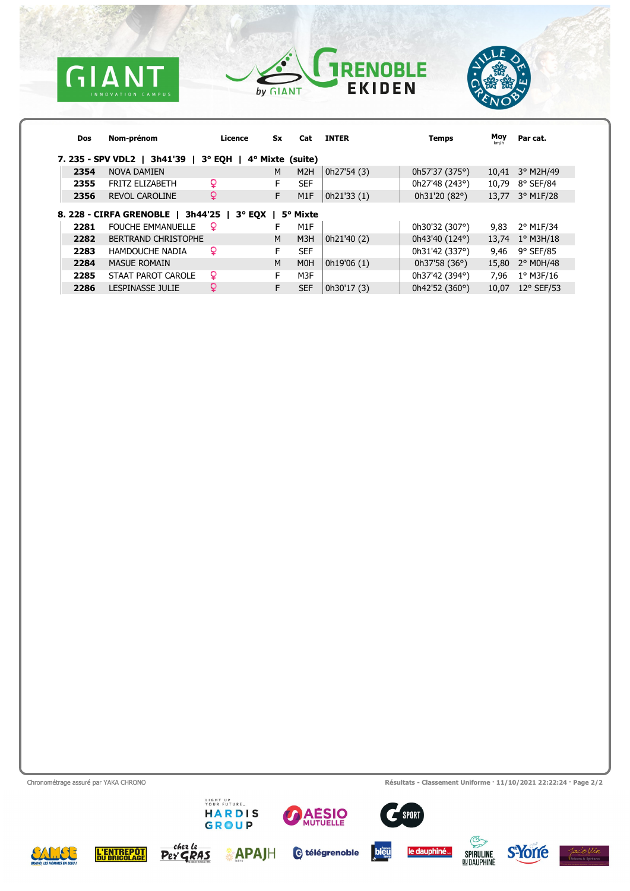| Dos | Nom-prénom | Licence | Sx | Cat | INTER | Temps | Moy km/h | Par cat. |
|---|---|---|---|---|---|---|---|---|
| **7. 235 - SPV VDL2 \| 3h41'39 \| 3° EQH \| 4° Mixte (suite)** | | | | | | | | |
| **2354** | NOVA DAMIEN | | M | M2H | 0h27'54 (3) | 0h57'37 (375°) | 10,41 | 3° M2H/49 |
| **2355** | FRITZ ELIZABETH | ♀ | F | SEF | | 0h27'48 (243°) | 10,79 | 8° SEF/84 |
| **2356** | REVOL CAROLINE | ♀ | F | M1F | 0h21'33 (1) | 0h31'20 (82°) | 13,77 | 3° M1F/28 |
| **8. 228 - CIRFA GRENOBLE \| 3h44'25 \| 3° EQX \| 5° Mixte** | | | | | | | | |
| **2281** | FOUCHE EMMANUELLE | ♀ | F | M1F | | 0h30'32 (307°) | 9,83 | 2° M1F/34 |
| **2282** | BERTRAND CHRISTOPHE | | M | M3H | 0h21'40 (2) | 0h43'40 (124°) | 13,74 | 1° M3H/18 |
| **2283** | HAMDOUCHE NADIA | ♀ | F | SEF | | 0h31'42 (337°) | 9,46 | 9° SEF/85 |
| **2284** | MASUE ROMAIN | | M | M0H | 0h19'06 (1) | 0h37'58 (36°) | 15,80 | 2° M0H/48 |
| **2285** | STAAT PAROT CAROLE | ♀ | F | M3F | | 0h37'42 (394°) | 7,96 | 1° M3F/16 |
| **2286** | LESPINASSE JULIE | ♀ | F | SEF | 0h30'17 (3) | 0h42'52 (360°) | 10,07 | 12° SEF/53 |

Chronométrage assuré par YAKA CHRONO

**Résultats - Classement Uniforme · 11/10/2021 22:22:24**